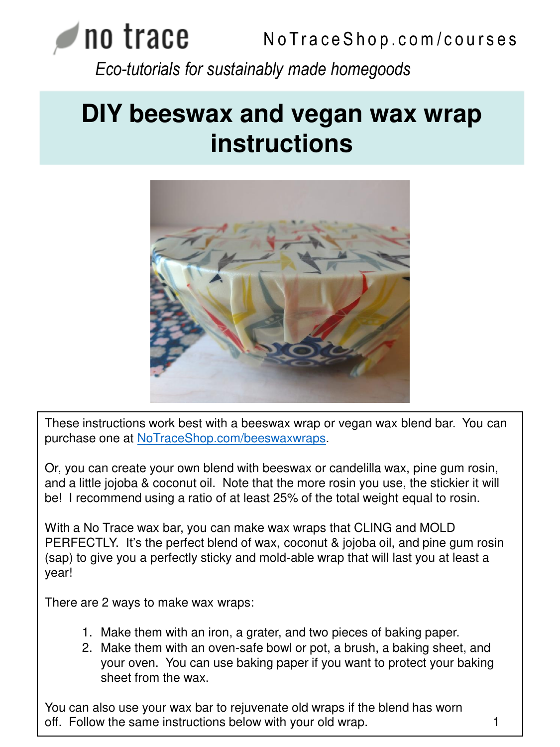no trace NoTraceShop.com/courses

*Eco-tutorials for sustainably made homegoods*

# DIY beeswax and vegan wax wrap instructions

These instructions work best with a beeswax wrap or vegan wax blend bar. You can purchase one at [NoTraceShop.com/beeswaxwraps](NoTraceShop.com/beeswaxwraps).

Or, you can create your own blend with beeswax or candelilla wax, pine gum rosin, and a little jojoba & coconut oil. Note that the more rosin you use, the stickier it will be! I recommend using a ratio of at least 25% of the total weight equal to rosin.

With a No Trace wax bar, you can make wax wraps that CLING and MOLD PERFECTLY. It's the perfect blend of wax, coconut & jojoba oil, and pine gum rosin (sap) to give you a perfectly sticky and mold-able wrap that will last you at least a year!

There are 2 ways to make wax wraps:

1. Make them with an iron, a grater, and two pieces of baking paper.
2. Make them with an oven-safe bowl or pot, a brush, a baking sheet, and your oven. You can use baking paper if you want to protect your baking sheet from the wax.

You can also use your wax bar to rejuvenate old wraps if the blend has worn off. Follow the same instructions below with your old wrap.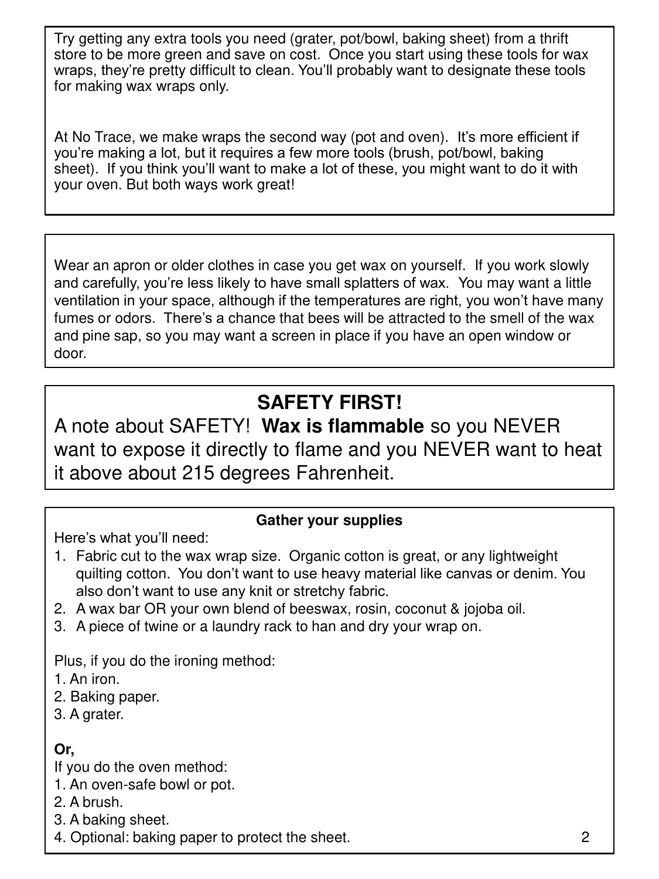Try getting any extra tools you need (grater, pot/bowl, baking sheet) from a thrift store to be more green and save on cost. Once you start using these tools for wax wraps, they're pretty difficult to clean. You'll probably want to designate these tools for making wax wraps only.

At No Trace, we make wraps the second way (pot and oven). It's more efficient if you're making a lot, but it requires a few more tools (brush, pot/bowl, baking sheet). If you think you'll want to make a lot of these, you might want to do it with your oven. But both ways work great!

Wear an apron or older clothes in case you get wax on yourself. If you work slowly and carefully, you're less likely to have small splatters of wax. You may want a little ventilation in your space, although if the temperatures are right, you won't have many fumes or odors. There's a chance that bees will be attracted to the smell of the wax and pine sap, so you may want a screen in place if you have an open window or door.

## SAFETY FIRST!

A note about SAFETY! **Wax is flammable** so you NEVER want to expose it directly to flame and you NEVER want to heat it above about 215 degrees Fahrenheit.

### Gather your supplies

Here's what you'll need:

1. Fabric cut to the wax wrap size. Organic cotton is great, or any lightweight quilting cotton. You don't want to use heavy material like canvas or denim. You also don't want to use any knit or stretchy fabric.
2. A wax bar OR your own blend of beeswax, rosin, coconut & jojoba oil.
3. A piece of twine or a laundry rack to han and dry your wrap on.

Plus, if you do the ironing method:

1. An iron.
2. Baking paper.
3. A grater.

**Or,**

If you do the oven method:

1. An oven-safe bowl or pot.
2. A brush.
3. A baking sheet.
4. Optional: baking paper to protect the sheet.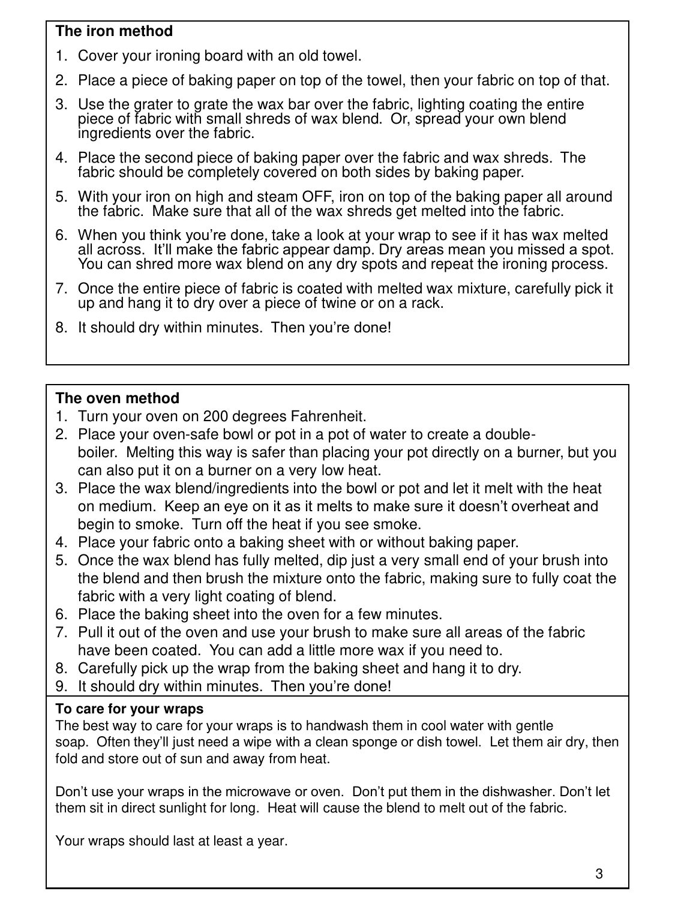**The iron method**

1. Cover your ironing board with an old towel.
2. Place a piece of baking paper on top of the towel, then your fabric on top of that.
3. Use the grater to grate the wax bar over the fabric, lighting coating the entire piece of fabric with small shreds of wax blend. Or, spread your own blend ingredients over the fabric.
4. Place the second piece of baking paper over the fabric and wax shreds. The fabric should be completely covered on both sides by baking paper.
5. With your iron on high and steam OFF, iron on top of the baking paper all around the fabric. Make sure that all of the wax shreds get melted into the fabric.
6. When you think you're done, take a look at your wrap to see if it has wax melted all across. It'll make the fabric appear damp. Dry areas mean you missed a spot. You can shred more wax blend on any dry spots and repeat the ironing process.
7. Once the entire piece of fabric is coated with melted wax mixture, carefully pick it up and hang it to dry over a piece of twine or on a rack.
8. It should dry within minutes. Then you're done!

**The oven method**

1. Turn your oven on 200 degrees Fahrenheit.
2. Place your oven-safe bowl or pot in a pot of water to create a double-boiler. Melting this way is safer than placing your pot directly on a burner, but you can also put it on a burner on a very low heat.
3. Place the wax blend/ingredients into the bowl or pot and let it melt with the heat on medium. Keep an eye on it as it melts to make sure it doesn't overheat and begin to smoke. Turn off the heat if you see smoke.
4. Place your fabric onto a baking sheet with or without baking paper.
5. Once the wax blend has fully melted, dip just a very small end of your brush into the blend and then brush the mixture onto the fabric, making sure to fully coat the fabric with a very light coating of blend.
6. Place the baking sheet into the oven for a few minutes.
7. Pull it out of the oven and use your brush to make sure all areas of the fabric have been coated. You can add a little more wax if you need to.
8. Carefully pick up the wrap from the baking sheet and hang it to dry.
9. It should dry within minutes. Then you're done!

**To care for your wraps**

The best way to care for your wraps is to handwash them in cool water with gentle soap. Often they'll just need a wipe with a clean sponge or dish towel. Let them air dry, then fold and store out of sun and away from heat.

Don't use your wraps in the microwave or oven. Don't put them in the dishwasher. Don't let them sit in direct sunlight for long. Heat will cause the blend to melt out of the fabric.

Your wraps should last at least a year.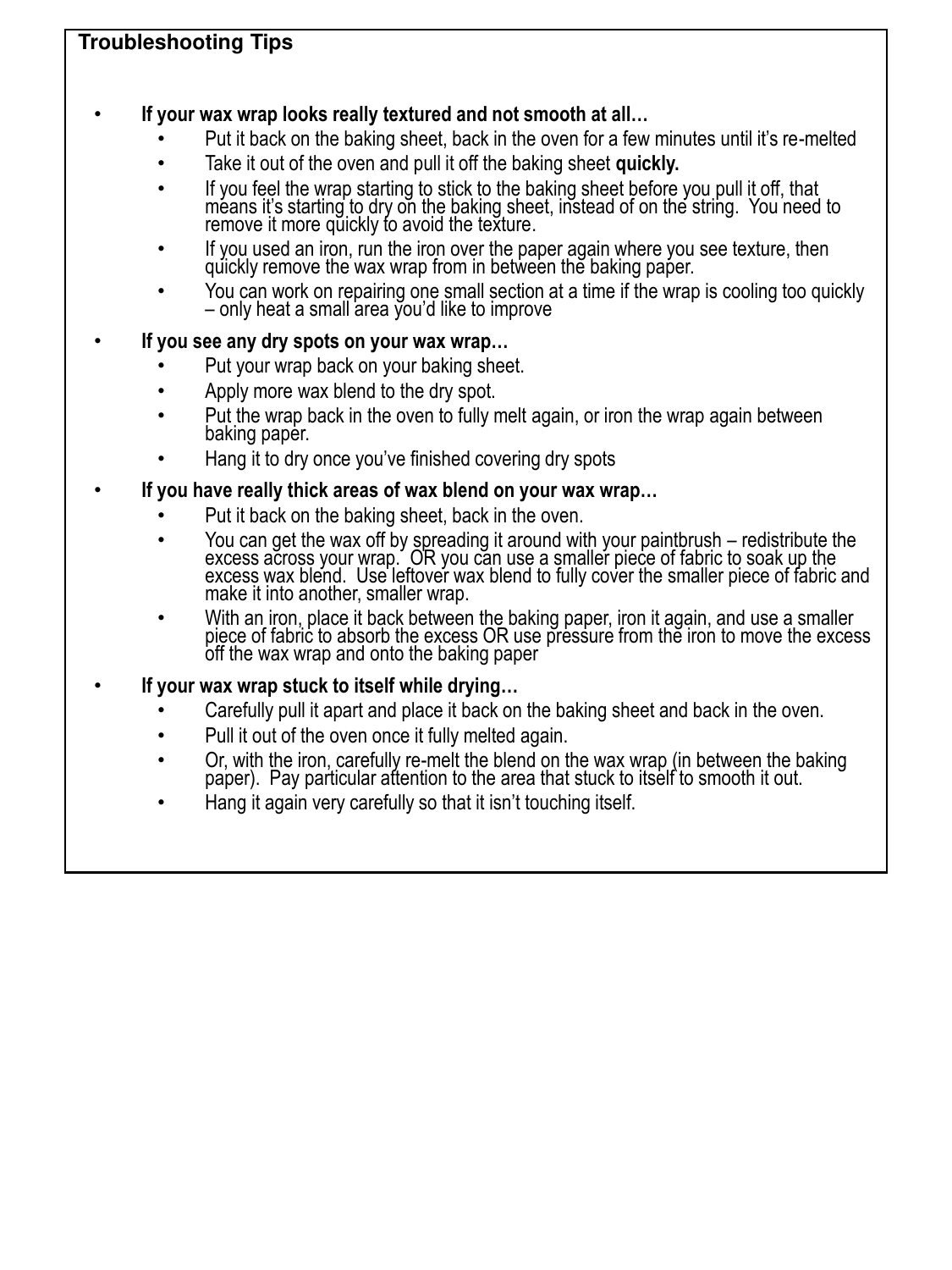## Troubleshooting Tips

- **If your wax wrap looks really textured and not smooth at all…**
  - Put it back on the baking sheet, back in the oven for a few minutes until it's re-melted
  - Take it out of the oven and pull it off the baking sheet **quickly.**
  - If you feel the wrap starting to stick to the baking sheet before you pull it off, that means it's starting to dry on the baking sheet, instead of on the string. You need to remove it more quickly to avoid the texture.
  - If you used an iron, run the iron over the paper again where you see texture, then quickly remove the wax wrap from in between the baking paper.
  - You can work on repairing one small section at a time if the wrap is cooling too quickly – only heat a small area you'd like to improve
- **If you see any dry spots on your wax wrap…**
  - Put your wrap back on your baking sheet.
  - Apply more wax blend to the dry spot.
  - Put the wrap back in the oven to fully melt again, or iron the wrap again between baking paper.
  - Hang it to dry once you've finished covering dry spots
- **If you have really thick areas of wax blend on your wax wrap…**
  - Put it back on the baking sheet, back in the oven.
  - You can get the wax off by spreading it around with your paintbrush – redistribute the excess across your wrap. OR you can use a smaller piece of fabric to soak up the excess wax blend. Use leftover wax blend to fully cover the smaller piece of fabric and make it into another, smaller wrap.
  - With an iron, place it back between the baking paper, iron it again, and use a smaller piece of fabric to absorb the excess OR use pressure from the iron to move the excess off the wax wrap and onto the baking paper
- **If your wax wrap stuck to itself while drying…**
  - Carefully pull it apart and place it back on the baking sheet and back in the oven.
  - Pull it out of the oven once it fully melted again.
  - Or, with the iron, carefully re-melt the blend on the wax wrap (in between the baking paper). Pay particular attention to the area that stuck to itself to smooth it out.
  - Hang it again very carefully so that it isn't touching itself.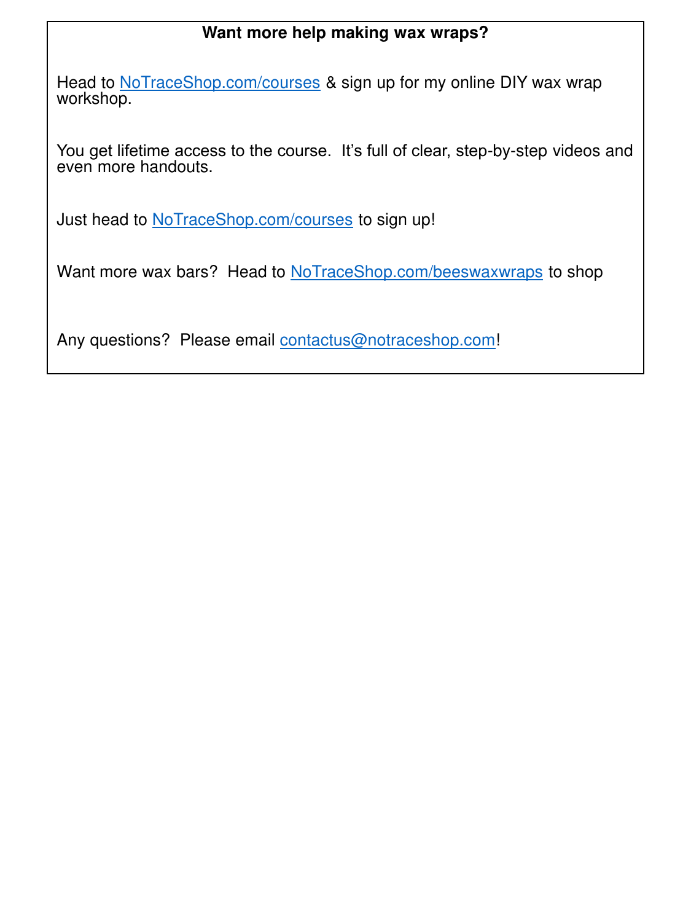**Want more help making wax wraps?**

Head to [NoTraceShop.com/courses](http://NoTraceShop.com/courses) & sign up for my online DIY wax wrap workshop.

You get lifetime access to the course. It's full of clear, step-by-step videos and even more handouts.

Just head to [NoTraceShop.com/courses](http://NoTraceShop.com/courses) to sign up!

Want more wax bars? Head to [NoTraceShop.com/beeswaxwraps](http://NoTraceShop.com/beeswaxwraps) to shop

Any questions? Please email [contactus@notraceshop.com](mailto:contactus@notraceshop.com)!